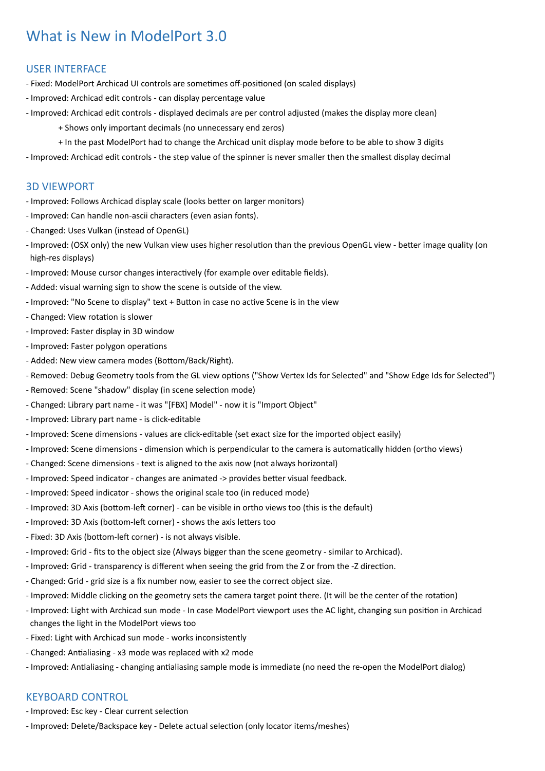# What is New in ModelPort 3.0

## USER INTERFACE

- Fixed: ModelPort Archicad UI controls are sometimes off-positioned (on scaled displays)
- Improved: Archicad edit controls - can display percentage value
- Improved: Archicad edit controls - displayed decimals are per control adjusted (makes the display more clean)
    + Shows only important decimals (no unnecessary end zeros)
    + In the past ModelPort had to change the Archicad unit display mode before to be able to show 3 digits
- Improved: Archicad edit controls - the step value of the spinner is never smaller then the smallest display decimal

## 3D VIEWPORT

- Improved: Follows Archicad display scale (looks better on larger monitors)
- Improved: Can handle non-ascii characters (even asian fonts).
- Changed: Uses Vulkan (instead of OpenGL)
- Improved: (OSX only) the new Vulkan view uses higher resolution than the previous OpenGL view - better image quality (on high-res displays)
- Improved: Mouse cursor changes interactively (for example over editable fields).
- Added: visual warning sign to show the scene is outside of the view.
- Improved: "No Scene to display" text + Button in case no active Scene is in the view
- Changed: View rotation is slower
- Improved: Faster display in 3D window
- Improved: Faster polygon operations
- Added: New view camera modes (Bottom/Back/Right).
- Removed: Debug Geometry tools from the GL view options ("Show Vertex Ids for Selected" and "Show Edge Ids for Selected")
- Removed: Scene "shadow" display (in scene selection mode)
- Changed: Library part name - it was "[FBX] Model" - now it is "Import Object"
- Improved: Library part name - is click-editable
- Improved: Scene dimensions - values are click-editable (set exact size for the imported object easily)
- Improved: Scene dimensions - dimension which is perpendicular to the camera is automatically hidden (ortho views)
- Changed: Scene dimensions - text is aligned to the axis now (not always horizontal)
- Improved: Speed indicator - changes are animated -> provides better visual feedback.
- Improved: Speed indicator - shows the original scale too (in reduced mode)
- Improved: 3D Axis (bottom-left corner) - can be visible in ortho views too (this is the default)
- Improved: 3D Axis (bottom-left corner) - shows the axis letters too
- Fixed: 3D Axis (bottom-left corner) - is not always visible.
- Improved: Grid - fits to the object size (Always bigger than the scene geometry - similar to Archicad).
- Improved: Grid - transparency is different when seeing the grid from the Z or from the -Z direction.
- Changed: Grid - grid size is a fix number now, easier to see the correct object size.
- Improved: Middle clicking on the geometry sets the camera target point there. (It will be the center of the rotation)
- Improved: Light with Archicad sun mode - In case ModelPort viewport uses the AC light, changing sun position in Archicad changes the light in the ModelPort views too
- Fixed: Light with Archicad sun mode - works inconsistently
- Changed: Antialiasing - x3 mode was replaced with x2 mode
- Improved: Antialiasing - changing antialiasing sample mode is immediate (no need the re-open the ModelPort dialog)

## KEYBOARD CONTROL

- Improved: Esc key - Clear current selection
- Improved: Delete/Backspace key - Delete actual selection (only locator items/meshes)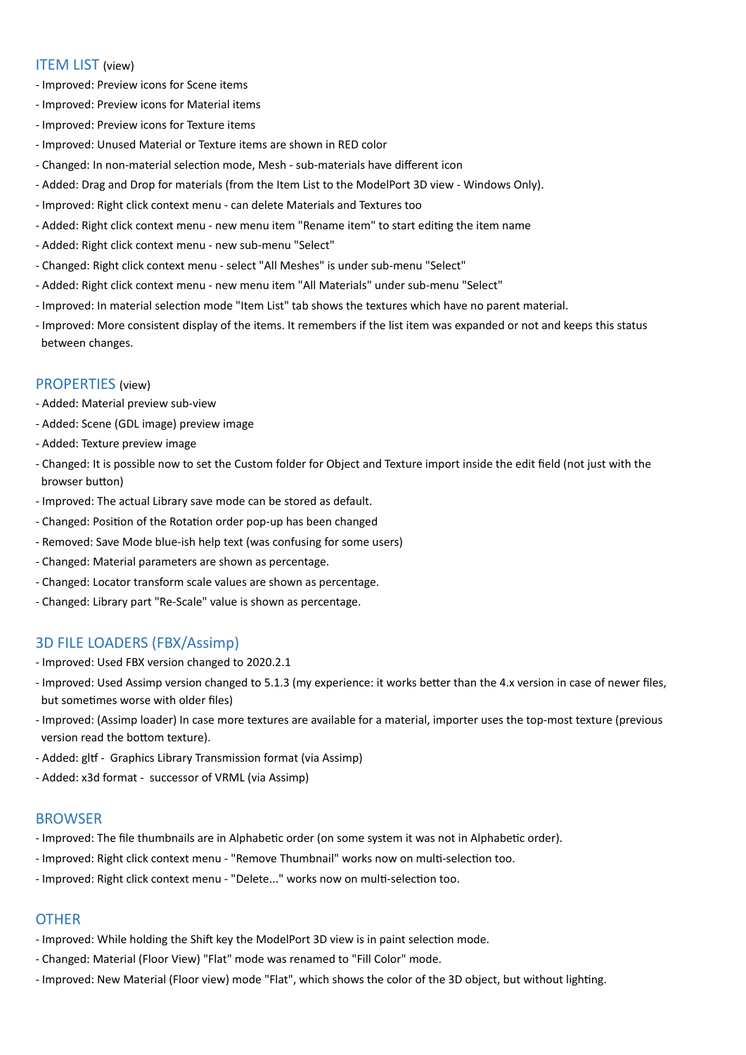## ITEM LIST (view)

- Improved: Preview icons for Scene items
- Improved: Preview icons for Material items
- Improved: Preview icons for Texture items
- Improved: Unused Material or Texture items are shown in RED color
- Changed: In non-material selection mode, Mesh - sub-materials have different icon
- Added: Drag and Drop for materials (from the Item List to the ModelPort 3D view - Windows Only).
- Improved: Right click context menu - can delete Materials and Textures too
- Added: Right click context menu - new menu item "Rename item" to start editing the item name
- Added: Right click context menu - new sub-menu "Select"
- Changed: Right click context menu - select "All Meshes" is under sub-menu "Select"
- Added: Right click context menu - new menu item "All Materials" under sub-menu "Select"
- Improved: In material selection mode "Item List" tab shows the textures which have no parent material.
- Improved: More consistent display of the items. It remembers if the list item was expanded or not and keeps this status between changes.

## PROPERTIES (view)

- Added: Material preview sub-view
- Added: Scene (GDL image) preview image
- Added: Texture preview image
- Changed: It is possible now to set the Custom folder for Object and Texture import inside the edit field (not just with the browser button)
- Improved: The actual Library save mode can be stored as default.
- Changed: Position of the Rotation order pop-up has been changed
- Removed: Save Mode blue-ish help text (was confusing for some users)
- Changed: Material parameters are shown as percentage.
- Changed: Locator transform scale values are shown as percentage.
- Changed: Library part "Re-Scale" value is shown as percentage.

## 3D FILE LOADERS (FBX/Assimp)

- Improved: Used FBX version changed to 2020.2.1
- Improved: Used Assimp version changed to 5.1.3 (my experience: it works better than the 4.x version in case of newer files, but sometimes worse with older files)
- Improved: (Assimp loader) In case more textures are available for a material, importer uses the top-most texture (previous version read the bottom texture).
- Added: gltf - Graphics Library Transmission format (via Assimp)
- Added: x3d format - successor of VRML (via Assimp)

## BROWSER

- Improved: The file thumbnails are in Alphabetic order (on some system it was not in Alphabetic order).
- Improved: Right click context menu - "Remove Thumbnail" works now on multi-selection too.
- Improved: Right click context menu - "Delete..." works now on multi-selection too.

## OTHER

- Improved: While holding the Shift key the ModelPort 3D view is in paint selection mode.
- Changed: Material (Floor View) "Flat" mode was renamed to "Fill Color" mode.
- Improved: New Material (Floor view) mode "Flat", which shows the color of the 3D object, but without lighting.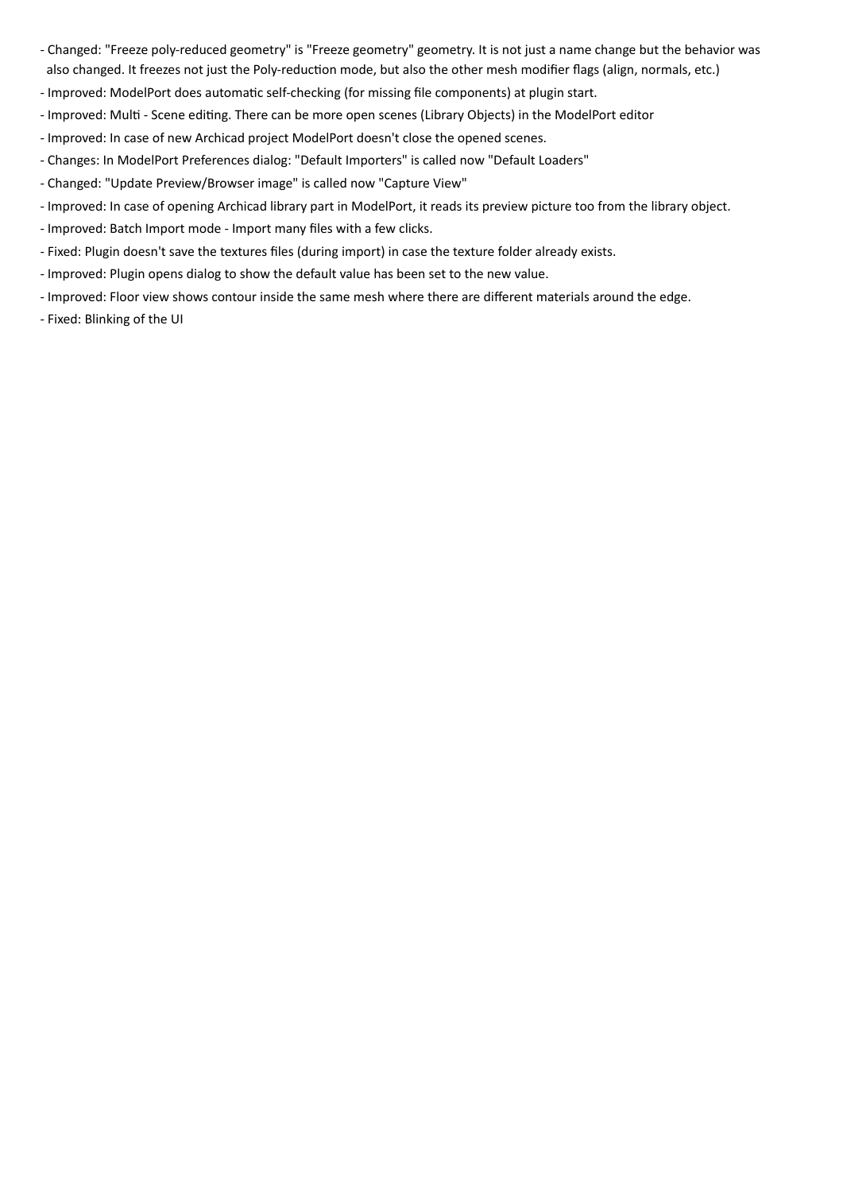- Changed: "Freeze poly-reduced geometry" is "Freeze geometry" geometry. It is not just a name change but the behavior was also changed. It freezes not just the Poly-reduction mode, but also the other mesh modifier flags (align, normals, etc.)
- Improved: ModelPort does automatic self-checking (for missing file components) at plugin start.
- Improved: Multi - Scene editing. There can be more open scenes (Library Objects) in the ModelPort editor
- Improved: In case of new Archicad project ModelPort doesn't close the opened scenes.
- Changes: In ModelPort Preferences dialog: "Default Importers" is called now "Default Loaders"
- Changed: "Update Preview/Browser image" is called now "Capture View"
- Improved: In case of opening Archicad library part in ModelPort, it reads its preview picture too from the library object.
- Improved: Batch Import mode - Import many files with a few clicks.
- Fixed: Plugin doesn't save the textures files (during import) in case the texture folder already exists.
- Improved: Plugin opens dialog to show the default value has been set to the new value.
- Improved: Floor view shows contour inside the same mesh where there are different materials around the edge.
- Fixed: Blinking of the UI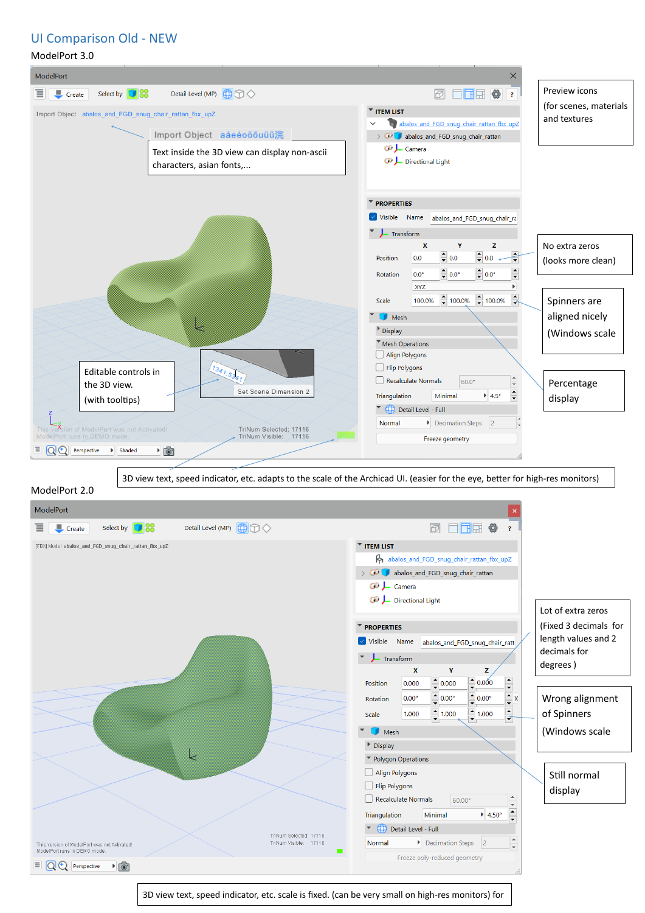## UI Comparison Old - NEW

### ModelPort 3.0

Preview icons

(for scenes, materials and textures

Text inside the 3D view can display non-ascii characters, asian fonts,...

No extra zeros (looks more clean)

Spinners are aligned nicely (Windows scale

Percentage display

Editable controls in the 3D view. (with tooltips)

3D view text, speed indicator, etc. adapts to the scale of the Archicad UI. (easier for the eye, better for high-res monitors)

### ModelPort 2.0

Lot of extra zeros (Fixed 3 decimals for length values and 2 decimals for degrees )

Wrong alignment of Spinners (Windows scale

Still normal display

3D view text, speed indicator, etc. scale is fixed. (can be very small on high-res monitors) for